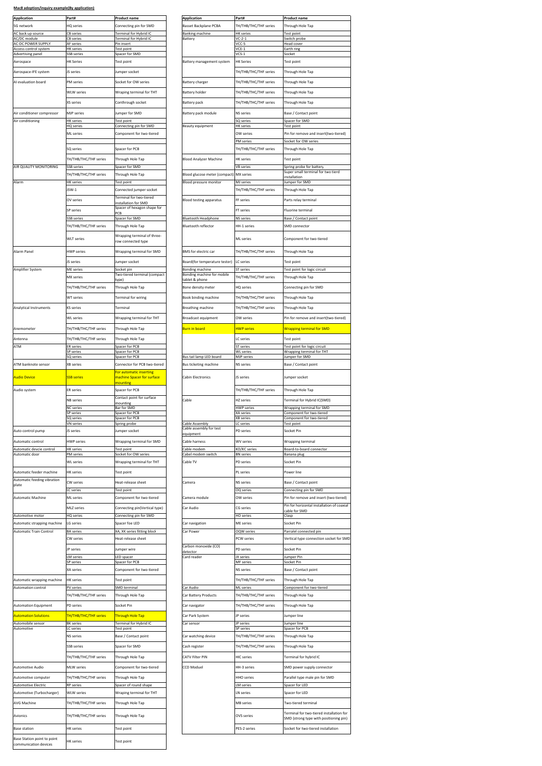**Mac8 adoption/inquiry example(By application)**

| Application | Part# | Product name |
|---|---|---|
| 5G network | HQ series | Connecting pin for SMD |
| AC back up source | CB series | Terminal for Hybrid IC |
| AC/DC module | CB series | Terminal for Hybrid IC |
| AC-DC POWER SUPPLY | AF series | Pin insert |
| Access control system | HK series | Test point |
| Advertising panel | SSB series | Spacer for SMD |
| Aerospace | HK Series | Test point |
| Aerospace-IFE system | JS series | Jumper socket |
| AI evaluation board | PM series | Socket for OW series |
| | WLW series | Wraping terminal for THT |
| | XS series | Conthrough socket |
| Air conditioner compressor | MJP series | Jumper for SMD |
| Air conditioning | HK series | Test point |
| | HQ series | Connecting pin for SMD |
| | ML series | Component for two-tiered |
| | | |
| | SQ series | Spacer for PCB |
| | TH/THB/THC/THF series | Through Hole Tap |
| AIR QUALITY MONITORING | SSB series | Spacer for SMD |
| | TH/THB/THC/THF series | Through Hole Tap |
| Alarm | HK series | Test point |
| | JSW-1 | Connected jumper socket |
| | OV series | Terminal for two-tiered installation for SMD |
| | SP series | Spacer of hexagon shape for PCB |
| | SSB series | Spacer for SMD |
| | TH/THB/THC/THF series | Through Hole Tap |
| | WLT series | Wrapping terminal of three-row connected type |
| Alarm Panel | HWP series | Wrapping terminal for SMD |
| | JS series | Jumper socket |
| Amplifier System | ME series | Socket pin |
| | MX series | Two-tiered terminal (compact type) |
| | TH/THB/THC/THF series | Through Hole Tap |
| | WT series | Terminal for wiring |
| Analytical Instruments | KS series | Terminal |
| | WL series | Wrapping terminal for THT |
| Anemometer | TH/THB/THC/THF series | Through Hole Tap |
| Antenna | TH/THB/THC/THF series | Through Hole Tap |
| ATM | ER series | Spacer for PCB |
| | SP series | Spacer for PCB |
| | SQ series | Spacer for PCB |
| ATM banknote sensor | XB series | Connector for PCB two-tiered |
| Audio Device | SSB series | For automatic inserting machine Spacer for surface mounting |
| Audio system | ER series | Spacer for PCB |
| | NB series | Contact point for surface mounting |
| | NC series | Bar for SMD |
| | SP series | Spacer for PCB |
| | SQ series | Spacer for PCB |
| | VN series | Spring probe |
| Auto control pump | JS series | Jumper socket |
| Automatic control | HWP series | Wrapping terminal for SMD |
| Automatic devcie control | HK series | Test point |
| Automatic door | PM series | Socket for OW series |
| | WL series | Wrapping terminal for THT |
| Automatic feeder machine | HK series | Test point |
| Automatic feeding vibration plate | CW series | Heat-release sheet |
| | LC series | Test point |
| Automatic Machine | ML series | Component for two-tiered |
| | MLZ series | Connecting pin(Vertical type) |
| Automotive motor | HQ series | Connecting pin for SMD |
| Automatic strapping machine | LG series | Spacer foe LED |
| Automatic Train Control | BA series | XA, XK series fitting block |
| | CW series | Heat-release sheet |
| | JP series | Jumper wire |
| | LM series | LED spacer |
| | SP series | Spacer for PCB |
| | XA series | Component for two-tiered |
| Automatic wrapping machine | HK series | Test point |
| Automation control | PV series | SMD terminal |
| | TH/THB/THC/THF series | Through Hole Tap |
| Automation Equipment | PD series | Socket Pin |
| Automation Solutions | TH/THB/THC/THF series | Through Hole Tap |
| Automobile sensor | BK series | Terminal for Hybrid IC |
| Automotive | LC series | Test point |
| | NS series | Base / Contact point |
| | SSB series | Spacer for SMD |
| | TH/THB/THC/THF series | Through Hole Tap |
| Automotive Audio | MLW series | Component for two-tiered |
| Automotive computer | TH/THB/THC/THF series | Through Hole Tap |
| Automotive Electric | RP series | Spacer of round shape |
| Automotive (Turbocharger) | WLW series | Wraping terminal for THT |
| AVG Machine | TH/THB/THC/THF series | Through Hole Tap |
| Avionics | TH/THB/THC/THF series | Through Hole Tap |
| Base station | HK series | Test point |
| Base Station point to point communication devices | HK series | Test point |

| Application | Part# | Product name |
|---|---|---|
| Basset Backplane PCBA | TH/THB/THC/THF series | Through Hole Tap |
| Banking machine | HK series | Test point |
| Battery | VC-2-1 | Switch probe |
| | VCC-5 | Head cover |
| | VCE-1 | Earth ring |
| | VCS-1 | Socket |
| Battery management system | HK Series | Test point |
| | TH/THB/THC/THF series | Through Hole Tap |
| Battery charger | TH/THB/THC/THF series | Through Hole Tap |
| Battery holder | TH/THB/THC/THF series | Through Hole Tap |
| Battery pack | TH/THB/THC/THF series | Through Hole Tap |
| Battery pack module | NS series | Base / Contact point |
| | SQ series | Spacer for SMD |
| Beauty equipment | HK series | Test point |
| | OW series | Pin for remove and insert(two-tiered) |
| | PM series | Socket for OW series |
| | TH/THB/THC/THF series | Through Hole Tap |
| Blood Analyzer Machine | HK series | Test point |
| | VB series | Spring probe for battery |
| Blood glucose meter (compact) | MX series | Super small terminal for two tierd installation |
| Blood pressure monitor | MJ series | Jumper for SMD |
| | TH/THB/THC/THF series | Through Hole Tap |
| Blood testing apparatus | FF series | Parts relay terminal |
| | FT series | Fluorine terminal |
| Bluetooth Headphone | NS series | Base / Contact point |
| Bluetooth reflector | HH-1 series | SMD connector |
| | ML series | Component for two-tiered |
| BMS for electric car | TH/THB/THC/THF series | Through Hole Tap |
| Board(for temperature tester) | LC series | Test point |
| Bonding machine | ST series | Test point for logic circuit |
| Bonding machine for mobile tablet & phone | TH/THB/THC/THF series | Through Hole Tap |
| Bone density meter | HQ series | Connecting pin for SMD |
| Book binding machine | TH/THB/THC/THF series | Through Hole Tap |
| Breathing machine | TH/THB/THC/THF series | Through Hole Tap |
| Broadcast equipment | OW series | Pin for remove and insert(two-tiered) |
| Burn in board | HWP series | Wrapping terminal for SMD |
| | LC series | Test point |
| | ST series | Test point for logic circuit |
| | WL series | Wrapping terminal for THT |
| Bus tail lamp LED board | MJP series | Jumper for SMD |
| Bus ticketing machine | NS series | Base / Contact point |
| Cabin Electronics | JS series | Jumper socket |
| | TH/THB/THC/THF series | Through Hole Tap |
| Cable | HZ series | Terminal for Hybrid IC(SMD) |
| | HWP series | Wrapping terminal for SMD |
| | XA series | Component for two-tiered |
| | XB series | Component for two-tiered |
| Cable Assembly | LC series | Test point |
| Cable assembly for test equipment | PD series | Socket Pin |
| Cable harness | WV series | Wrapping terminal |
| Cable modem | KO/KC series | Board-to-board connector |
| Cabel modem switch | BN series | Banana plug |
| Cable TV | PD series | Socket Pin |
| | PL series | Power line |
| Camera | NS series | Base / Contact point |
| | OQ series | Connecting pin for SMD |
| Camera module | OW series | Pin for remove and insert (two-tiered) |
| Car Audio | CG series | Pin for horizontal installation of coaxial cable for SMD |
| | HO series | Clasp |
| Car navigation | ME series | Socket Pin |
| Car Power | OQW series | Parralel connected pin |
| | PCW series | Vertical type connection socket for SMD |
| Carbon monoxide (CO) detector | PD series | Socket Pin |
| Card reader | JX series | Jumper Pin |
| | MF series | Socket Pin |
| | NS series | Base / Contact point |
| | TH/THB/THC/THF series | Through Hole Tap |
| Car Audio | ML series | Component for two-tiered |
| Car Battery Products | TH/THB/THC/THF series | Through Hole Tap |
| Car navigator | TH/THB/THC/THF series | Through Hole Tap |
| Car Park System | JP series | Jumper line |
| Car sensor | JP series | Jumper line |
| | SP series | Spacer for PCB |
| Car watching device | TH/THB/THC/THF series | Through Hole Tap |
| Cash register | TH/THB/THC/THF series | Through Hole Tap |
| CATV Filter PIN | HIC series | Terminal for hybrid IC |
| CCD Moduel | HH-3 series | SMD power supply connector |
| | HHO series | Parallel type male pin for SMD |
| | LM series | Spacer for LED |
| | LN series | Spacer for LED |
| | MB series | Two-tiered terminal |
| | OVS series | Terminal for two-tiered installation for SMD (strong type with positioning pin) |
| | PES-2 series | Socket for two-tiered installation |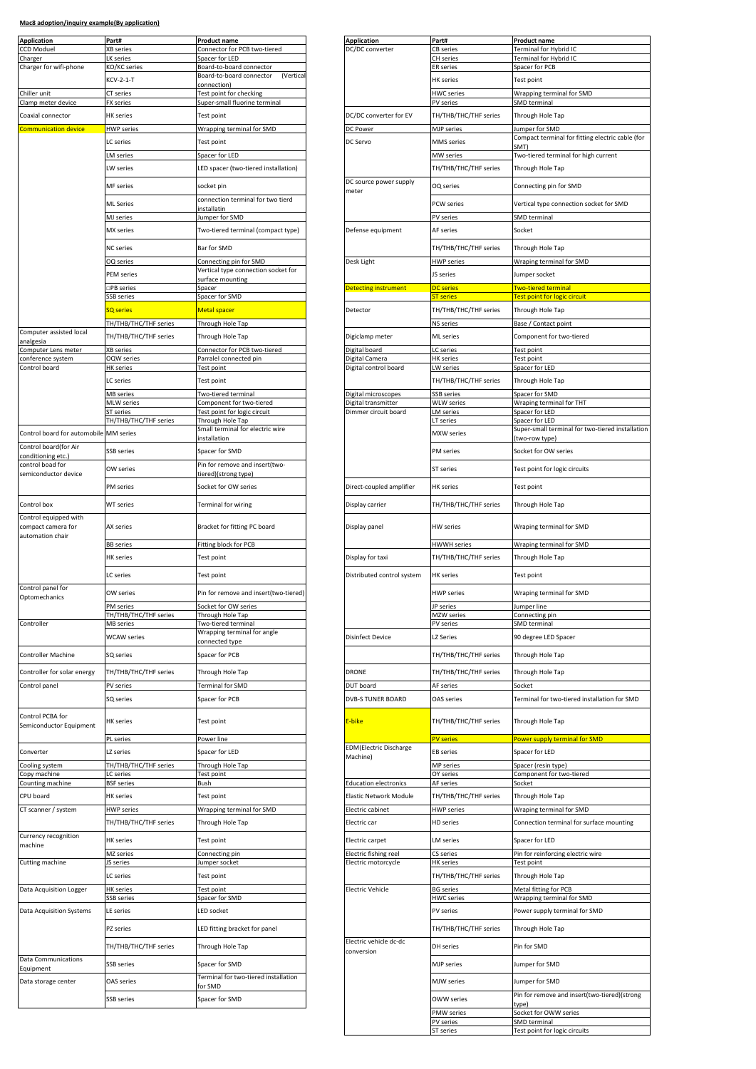**Mac8 adoption/inquiry example(By application)**

| Application | Part# | Product name |
|---|---|---|
| CCD Moduel | XB series | Connector for PCB two-tiered |
| Charger | LK series | Spacer for LED |
| Charger for wifi-phone | KO/KC series | Board-to-board connector |
| | KCV-2-1-T | Board-to-board connector (Vertical connection) |
| Chiller unit | CT series | Test point for checking |
| Clamp meter device | FX series | Super-small fluorine terminal |
| Coaxial connector | HK series | Test point |
| Communication device | HWP series | Wrapping terminal for SMD |
| | LC series | Test point |
| | LM series | Spacer for LED |
| | LW series | LED spacer (two-tiered installation) |
| | MF series | socket pin |
| | ML Series | connection terminal for two tierd installatin |
| | MJ series | Jumper for SMD |
| | MX series | Two-tiered terminal (compact type) |
| | NC series | Bar for SMD |
| | OQ series | Connecting pin for SMD |
| | PEM series | Vertical type connection socket for surface mounting |
| | □PB series | Spacer |
| | SSB series | Spacer for SMD |
| | SQ series | Metal spacer |
| | TH/THB/THC/THF series | Through Hole Tap |
| Computer assisted local analgesia | TH/THB/THC/THF series | Through Hole Tap |
| Computer Lens meter | XB series | Connector for PCB two-tiered |
| conference system | OQW series | Parralel connected pin |
| Control board | HK series | Test point |
| | LC series | Test point |
| | MB series | Two-tiered terminal |
| | MLW series | Component for two-tiered |
| | ST series | Test point for logic circuit |
| | TH/THB/THC/THF series | Through Hole Tap |
| Control board for automobile | MM series | Small terminal for electric wire installation |
| Control board(for Air conditioning etc.) | SSB series | Spacer for SMD |
| control boad for semiconductor device | OW series | Pin for remove and insert(two-tiered)(strong type) |
| | PM series | Socket for OW series |
| Control box | WT series | Terminal for wiring |
| Control equipped with compact camera for automation chair | AX series | Bracket for fitting PC board |
| | BB series | Fitting block for PCB |
| | HK series | Test point |
| | LC series | Test point |
| Control panel for Optomechanics | OW series | Pin for remove and insert(two-tiered) |
| | PM series | Socket for OW series |
| | TH/THB/THC/THF series | Through Hole Tap |
| Controller | MB series | Two-tiered terminal |
| | WCAW series | Wrapping terminal for angle connected type |
| Controller Machine | SQ series | Spacer for PCB |
| Controller for solar energy | TH/THB/THC/THF series | Through Hole Tap |
| Control panel | PV series | Terminal for SMD |
| | SQ series | Spacer for PCB |
| Control PCBA for Semiconductor Equipment | HK series | Test point |
| | PL series | Power line |
| Converter | LZ series | Spacer for LED |
| Cooling system | TH/THB/THC/THF series | Through Hole Tap |
| Copy machine | LC series | Test point |
| Counting machine | BSF series | Bush |
| CPU board | HK series | Test point |
| CT scanner / system | HWP series | Wrapping terminal for SMD |
| | TH/THB/THC/THF series | Through Hole Tap |
| Currency recognition machine | HK series | Test point |
| | MZ series | Connecting pin |
| Cutting machine | JS series | Jumper socket |
| | LC series | Test point |
| Data Acquisition Logger | HK series | Test point |
| | SSB series | Spacer for SMD |
| Data Acquisition Systems | LE series | LED socket |
| | PZ series | LED fitting bracket for panel |
| | TH/THB/THC/THF series | Through Hole Tap |
| Data Communications Equipment | SSB series | Spacer for SMD |
| Data storage center | OAS series | Terminal for two-tiered installation for SMD |
| | SSB series | Spacer for SMD |

| Application | Part# | Product name |
|---|---|---|
| DC/DC converter | CB series | Terminal for Hybrid IC |
| | CH series | Terminal for Hybrid IC |
| | ER series | Spacer for PCB |
| | HK series | Test point |
| | HWC series | Wrapping terminal for SMD |
| | PV series | SMD terminal |
| DC/DC converter for EV | TH/THB/THC/THF series | Through Hole Tap |
| DC Power | MJP series | Jumper for SMD |
| DC Servo | MMS series | Compact terminal for fitting electric cable (for SMT) |
| | MW series | Two-tiered terminal for high current |
| | TH/THB/THC/THF series | Through Hole Tap |
| DC source power supply meter | OQ series | Connecting pin for SMD |
| | PCW series | Vertical type connection socket for SMD |
| | PV series | SMD terminal |
| Defense equipment | AF series | Socket |
| | TH/THB/THC/THF series | Through Hole Tap |
| Desk Light | HWP series | Wraping terminal for SMD |
| | JS series | Jumper socket |
| Detecting instrument | DC series | Two-tiered terminal |
| | ST series | Test point for logic circuit |
| Detector | TH/THB/THC/THF series | Through Hole Tap |
| | NS series | Base / Contact point |
| Digiclamp meter | ML series | Component for two-tiered |
| Digital board | LC series | Test point |
| Digital Camera | HK series | Test point |
| Digital control board | LW series | Spacer for LED |
| | TH/THB/THC/THF series | Through Hole Tap |
| Digital microscopes | SSB series | Spacer for SMD |
| Digital transmitter | WLW series | Wraping terminal for THT |
| Dimmer circuit board | LM series | Spacer for LED |
| | LT series | Spacer for LED |
| | MXW series | Super-small terminal for two-tiered installation (two-row type) |
| | PM series | Socket for OW series |
| | ST series | Test point for logic circuits |
| Direct-coupled amplifier | HK series | Test point |
| Display carrier | TH/THB/THC/THF series | Through Hole Tap |
| Display panel | HW series | Wraping terminal for SMD |
| | HWWH series | Wraping terminal for SMD |
| Display for taxi | TH/THB/THC/THF series | Through Hole Tap |
| Distributed control system | HK series | Test point |
| | HWP series | Wraping terminal for SMD |
| | JP series | Jumper line |
| | MZW series | Connecting pin |
| | PV series | SMD terminal |
| Disinfect Device | LZ Series | 90 degree LED Spacer |
| | TH/THB/THC/THF series | Through Hole Tap |
| DRONE | TH/THB/THC/THF series | Through Hole Tap |
| DUT board | AF series | Socket |
| DVB-S TUNER BOARD | OAS series | Terminal for two-tiered installation for SMD |
| E-bike | TH/THB/THC/THF series | Through Hole Tap |
| | PV series | Power supply terminal for SMD |
| EDM(Electric Discharge Machine) | EB series | Spacer for LED |
| | MP series | Spacer (resin type) |
| | OY series | Component for two-tiered |
| Education electronics | AF series | Socket |
| Elastic Network Module | TH/THB/THC/THF series | Through Hole Tap |
| Electric cabinet | HWP series | Wraping terminal for SMD |
| Electric car | HD series | Connection terminal for surface mounting |
| Electric carpet | LM series | Spacer for LED |
| Electric fishing reel | CS series | Pin for reinforcing electric wire |
| Electric motorcycle | HK series | Test point |
| | TH/THB/THC/THF series | Through Hole Tap |
| Electric Vehicle | BG series | Metal fitting for PCB |
| | HWC series | Wrapping terminal for SMD |
| | PV series | Power supply terminal for SMD |
| | TH/THB/THC/THF series | Through Hole Tap |
| Electric vehicle dc-dc conversion | DH series | Pin for SMD |
| | MJP series | Jumper for SMD |
| | MJW series | Jumper for SMD |
| | OWW series | Pin for remove and insert(two-tiered)(strong type) |
| | PMW series | Socket for OWW series |
| | PV series | SMD terminal |
| | ST series | Test point for logic circuits |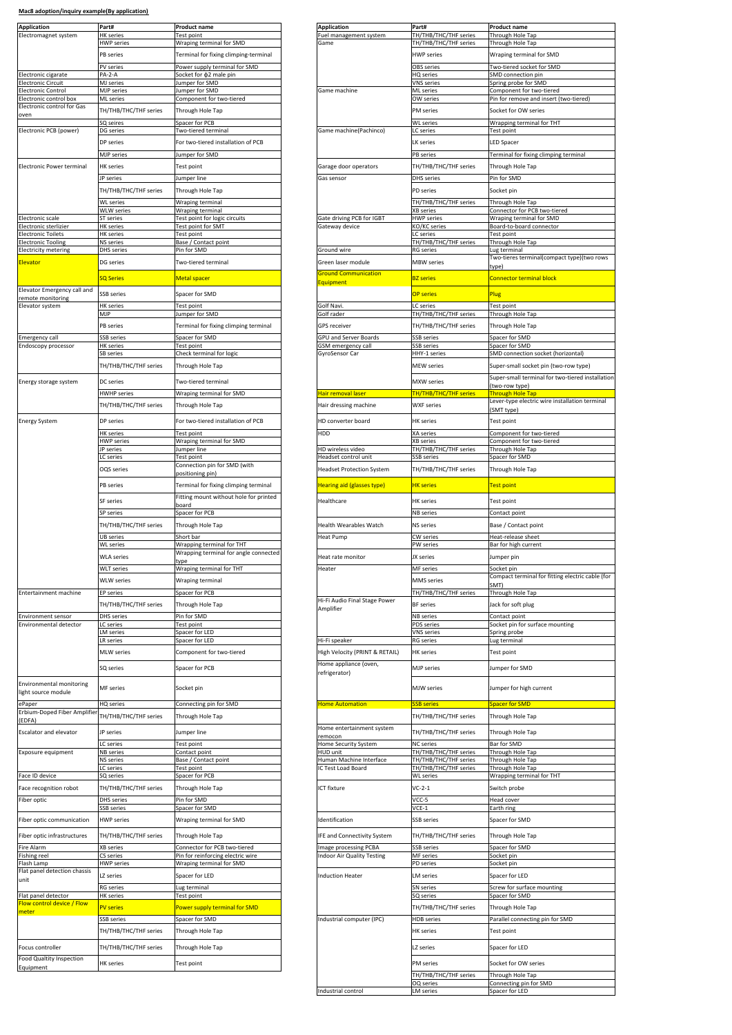**Mac8 adoption/inquiry example(By application)**

| Application | Part# | Product name |
|---|---|---|
| Electromagnet system | HK series | Test point |
| | HWP series | Wraping terminal for SMD |
| | PB series | Terminal for fixing climping-terminal |
| | PV series | Power supply terminal for SMD |
| Electronic cigarate | PA-2-A | Socket for ϕ2 male pin |
| Electronic Circuit | MJ series | Jumper for SMD |
| Electronic Control | MJP series | Jumper for SMD |
| Electronic control box | ML series | Component for two-tiered |
| Electronic control for Gas oven | TH/THB/THC/THF series | Through Hole Tap |
| | SQ seires | Spacer for PCB |
| Electronic PCB (power) | DG series | Two-tiered terminal |
| | DP series | For two-tiered installation of PCB |
| | MJP series | Jumper for SMD |
| Electronic Power terminal | HK series | Test point |
| | JP series | Jumper line |
| | TH/THB/THC/THF series | Through Hole Tap |
| | WL series | Wraping terminal |
| | WLW series | Wraping terminal |
| Electronic scale | ST series | Test point for logic circuits |
| Electronic sterlizier | HK series | Test point for SMT |
| Electronic Toilets | HK series | Test point |
| Electronic Tooling | NS series | Base / Contact point |
| Electricity metering | DHS series | Pin for SMD |
| Elevator | DG series | Two-tiered terminal |
| | SQ Series | Metal spacer |
| Elevator Emergency call and remote monitoring | SSB series | Spacer for SMD |
| Elevator system | HK series | Test point |
| | MJP | Jumper for SMD |
| | PB series | Terminal for fixing climping terminal |
| Emergency call | SSB series | Spacer for SMD |
| Endoscopy processor | HK series | Test point |
| | SB series | Check terminal for logic |
| | TH/THB/THC/THF series | Through Hole Tap |
| Energy storage system | DC series | Two-tiered terminal |
| | HWHP series | Wraping terminal for SMD |
| | TH/THB/THC/THF series | Through Hole Tap |
| Energy System | DP series | For two-tiered installation of PCB |
| | HK series | Test point |
| | HWP series | Wraping terminal for SMD |
| | JP series | Jumper line |
| | LC series | Test point |
| | OQS series | Connection pin for SMD (with positioning pin) |
| | PB series | Terminal for fixing climping terminal |
| | SF series | Fitting mount without hole for printed board |
| | SP series | Spacer for PCB |
| | TH/THB/THC/THF series | Through Hole Tap |
| | UB series | Short bar |
| | WL series | Wrapping terminal for THT |
| | WLA series | Wrapping terminal for angle connected type |
| | WLT series | Wraping terminal for THT |
| | WLW series | Wraping terminal |
| Entertainment machine | EP series | Spacer for PCB |
| | TH/THB/THC/THF series | Through Hole Tap |
| Environment sensor | DHS series | Pin for SMD |
| Environmental detector | LC series | Test point |
| | LM series | Spacer for LED |
| | LR series | Spacer for LED |
| | MLW series | Component for two-tiered |
| | SQ series | Spacer for PCB |
| Environmental monitoring light source module | MF series | Socket pin |
| ePaper | HQ series | Connecting pin for SMD |
| Erbium-Doped Fiber Amplifier (EDFA) | TH/THB/THC/THF series | Through Hole Tap |
| Escalator and elevator | JP series | Jumper line |
| | LC series | Test point |
| Exposure equipment | NB series | Contact point |
| | NS series | Base / Contact point |
| | LC series | Test point |
| Face ID device | SQ series | Spacer for PCB |
| Face recognition robot | TH/THB/THC/THF series | Through Hole Tap |
| Fiber optic | DHS series | Pin for SMD |
| | SSB series | Spacer for SMD |
| Fiber optic communication | HWP series | Wraping terminal for SMD |
| Fiber optic infrastructures | TH/THB/THC/THF series | Through Hole Tap |
| Fire Alarm | XB series | Connector for PCB two-tiered |
| Fishing reel | CS series | Pin for reinforcing electric wire |
| Flash Lamp | HWP series | Wraping terminal for SMD |
| Flat panel detection chassis unit | LZ series | Spacer for LED |
| | RG series | Lug terminal |
| Flat panel detector | HK series | Test point |
| Flow control device / Flow meter | PV series | Power supply terminal for SMD |
| | SSB series | Spacer for SMD |
| | TH/THB/THC/THF series | Through Hole Tap |
| Focus controller | TH/THB/THC/THF series | Through Hole Tap |
| Food Qualtity Inspection Equipment | HK series | Test point |

| Application | Part# | Product name |
|---|---|---|
| Fuel management system | TH/THB/THC/THF series | Through Hole Tap |
| Game | TH/THB/THC/THF series | Through Hole Tap |
| | HWP series | Wraping terminal for SMD |
| | OBS series | Two-tiered socket for SMD |
| | HQ series | SMD connection pin |
| | VNS series | Spring probe for SMD |
| Game machine | ML series | Component for two-tiered |
| | OW series | Pin for remove and insert (two-tiered) |
| | PM series | Socket for OW series |
| | WL series | Wrapping terminal for THT |
| Game machine(Pachinco) | LC series | Test point |
| | LK series | LED Spacer |
| | PB series | Terminal for fixing climping terminal |
| Garage door operators | TH/THB/THC/THF series | Through Hole Tap |
| Gas sensor | DHS series | Pin for SMD |
| | PD series | Socket pin |
| | TH/THB/THC/THF series | Through Hole Tap |
| | XB series | Connector for PCB two-tiered |
| Gate driving PCB for IGBT | HWP series | Wraping terminal for SMD |
| Gateway device | KO/KC series | Board-to-board connector |
| | LC series | Test point |
| | TH/THB/THC/THF series | Through Hole Tap |
| Ground wire | RG series | Lug terminal |
| Green laser module | MBW series | Two-tieres terminal(compact type)(two rows type) |
| Ground Communication Equipment | BZ series | Connector terminal block |
| | OP series | Plug |
| Golf Navi. | LC series | Test point |
| Golf rader | TH/THB/THC/THF series | Through Hole Tap |
| GPS receiver | TH/THB/THC/THF series | Through Hole Tap |
| GPU and Server Boards | SSB series | Spacer for SMD |
| GSM emergency call | SSB series | Spacer for SMD |
| GyroSensor Car | HHY-1 series | SMD connection socket (horizontal) |
| | MEW series | Super-small socket pin (two-row type) |
| | MXW series | Super-small terminal for two-tiered installation (two-row type) |
| Hair removal laser | TH/THB/THC/THF series | Through Hole Tap |
| Hair dressing machine | WXF series | Lever-type electric wire installation terminal (SMT type) |
| HD converter board | HK series | Test point |
| HDD | XA series | Component for two-tiered |
| | XB series | Component for two-tiered |
| HD wireless video | TH/THB/THC/THF series | Through Hole Tap |
| Headset control unit | SSB series | Spacer for SMD |
| Headset Protection System | TH/THB/THC/THF series | Through Hole Tap |
| Hearing aid (glasses type) | HK series | Test point |
| Healthcare | HK series | Test point |
| | NB series | Contact point |
| Health Wearables Watch | NS series | Base / Contact point |
| Heat Pump | CW series | Heat-release sheet |
| | PW series | Bar for high current |
| Heat rate monitor | JX series | Jumper pin |
| Heater | MF series | Socket pin |
| | MMS series | Compact terminal for fitting electric cable (for SMT) |
| | TH/THB/THC/THF series | Through Hole Tap |
| Hi-Fi Audio Final Stage Power Amplifier | BF series | Jack for soft plug |
| | NB series | Contact point |
| | PDS series | Socket pin for surface mounting |
| | VNS series | Spring probe |
| Hi-Fi speaker | RG series | Lug terminal |
| High Velocity (PRINT & RETAIL) | HK series | Test point |
| Home appliance (oven, refrigerator) | MJP series | Jumper for SMD |
| | MJW series | Jumper for high current |
| Home Automation | SSB series | Spacer for SMD |
| | TH/THB/THC/THF series | Through Hole Tap |
| Home entertainment system remocon | TH/THB/THC/THF series | Through Hole Tap |
| Home Security System | NC series | Bar for SMD |
| HUD unit | TH/THB/THC/THF series | Through Hole Tap |
| Human Machine Interface | TH/THB/THC/THF series | Through Hole Tap |
| IC Test Load Board | TH/THB/THC/THF series | Through Hole Tap |
| | WL series | Wrapping terminal for THT |
| ICT fixture | VC-2-1 | Switch probe |
| | VCC-5 | Head cover |
| | VCE-1 | Earth ring |
| Identification | SSB series | Spacer for SMD |
| IFE and Connectivity System | TH/THB/THC/THF series | Through Hole Tap |
| Image processing PCBA | SSB series | Spacer for SMD |
| Indoor Air Quality Testing | MF series | Socket pin |
| | PD series | Socket pin |
| Induction Heater | LM series | Spacer for LED |
| | SN series | Screw for surface mounting |
| | SQ series | Spacer for SMD |
| | TH/THB/THC/THF series | Through Hole Tap |
| Industrial computer (IPC) | HDB series | Parallel connecting pin for SMD |
| | HK series | Test point |
| | LZ series | Spacer for LED |
| | PM series | Socket for OW series |
| | TH/THB/THC/THF series | Through Hole Tap |
| | OQ series | Connecting pin for SMD |
| Industrial control | LM series | Spacer for LED |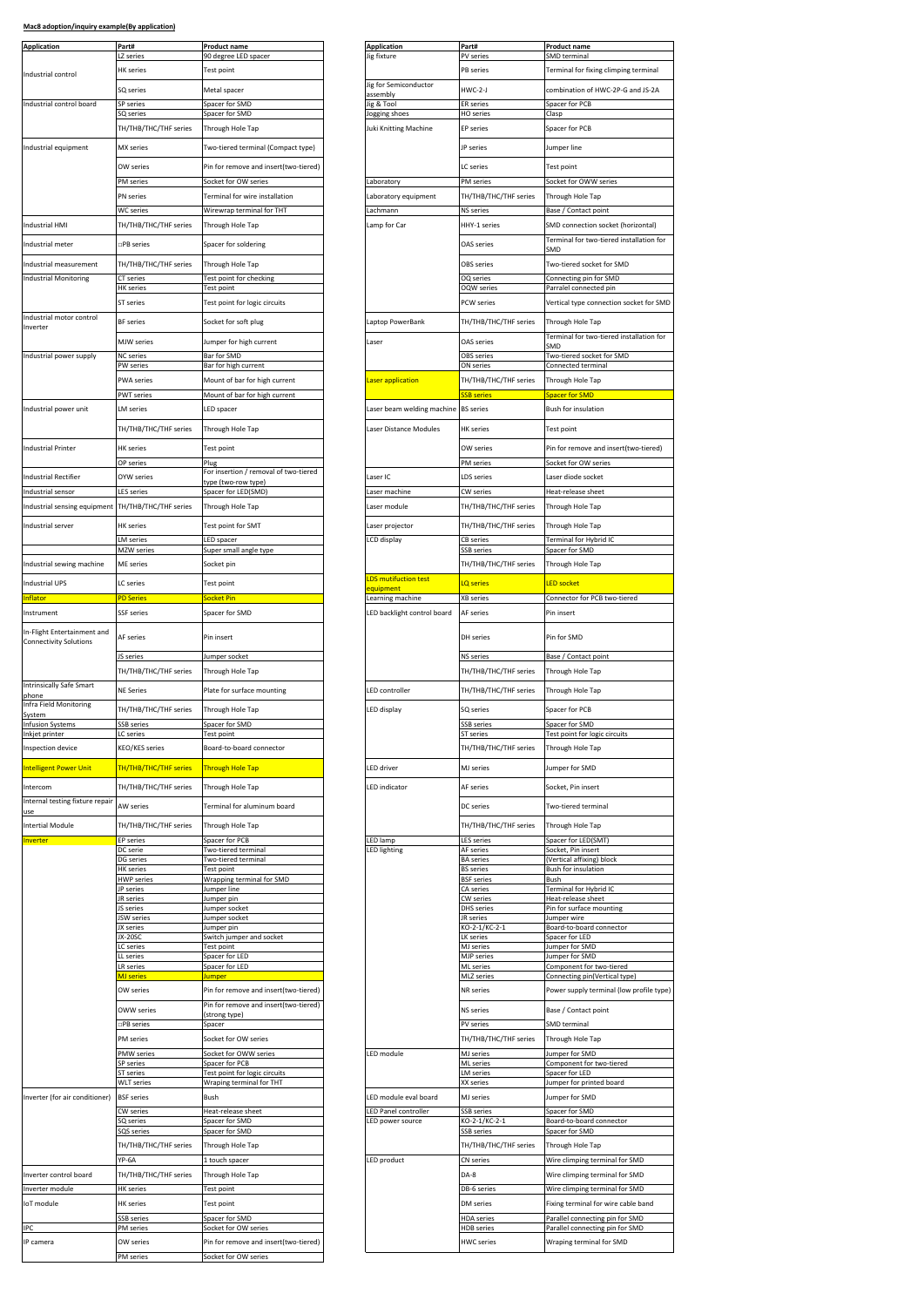**Mac8 adoption/inquiry example(By application)**

| Application | Part# | Product name |
|---|---|---|
| Industrial control | LZ series | 90 degree LED spacer |
| | HK series | Test point |
| | SQ series | Metal spacer |
| Industrial control board | SP series | Spacer for SMD |
| | SQ series | Spacer for SMD |
| | TH/THB/THC/THF series | Through Hole Tap |
| Industrial equipment | MX series | Two-tiered terminal (Compact type) |
| | OW series | Pin for remove and insert(two-tiered) |
| | PM series | Socket for OW series |
| | PN series | Terminal for wire installation |
| | WC series | Wirewrap terminal for THT |
| Industrial HMI | TH/THB/THC/THF series | Through Hole Tap |
| Industrial meter | □PB series | Spacer for soldering |
| Industrial measurement | TH/THB/THC/THF series | Through Hole Tap |
| Industrial Monitoring | CT series | Test point for checking |
| | HK series | Test point |
| | ST series | Test point for logic circuits |
| Industrial motor control Inverter | BF series | Socket for soft plug |
| | MJW series | Jumper for high current |
| Industrial power supply | NC series | Bar for SMD |
| | PW series | Bar for high current |
| | PWA series | Mount of bar for high current |
| | PWT series | Mount of bar for high current |
| Industrial power unit | LM series | LED spacer |
| | TH/THB/THC/THF series | Through Hole Tap |
| Industrial Printer | HK series | Test point |
| | OP series | Plug |
| Industrial Rectifier | OYW series | For insertion / removal of two-tiered type (two-row type) |
| Industrial sensor | LES series | Spacer for LED(SMD) |
| Industrial sensing equipment | TH/THB/THC/THF series | Through Hole Tap |
| Industrial server | HK series | Test point for SMT |
| | LM series | LED spacer |
| | MZW series | Super small angle type |
| Industrial sewing machine | ME series | Socket pin |
| Industrial UPS | LC series | Test point |
| Inflator | PD Series | Socket Pin |
| Instrument | SSF series | Spacer for SMD |
| In-Flight Entertainment and Connectivity Solutions | AF series | Pin insert |
| | JS series | Jumper socket |
| | TH/THB/THC/THF series | Through Hole Tap |
| Intrinsically Safe Smart phone | NE Series | Plate for surface mounting |
| Infra Field Monitoring System | TH/THB/THC/THF series | Through Hole Tap |
| Infusion Systems | SSB series | Spacer for SMD |
| Inkjet printer | LC series | Test point |
| Inspection device | KEO/KES series | Board-to-board connector |
| Intelligent Power Unit | TH/THB/THC/THF series | Through Hole Tap |
| Intercom | TH/THB/THC/THF series | Through Hole Tap |
| Internal testing fixture repair use | AW series | Terminal for aluminum board |
| Intertial Module | TH/THB/THC/THF series | Through Hole Tap |
| Inverter | EP series | Spacer for PCB |
| | DC serie | Two-tiered terminal |
| | DG series | Two-tiered terminal |
| | HK series | Test point |
| | HWP series | Wrapping terminal for SMD |
| | JP series | Jumper line |
| | JR series | Jumper pin |
| | JS series | Jumper socket |
| | JSW series | Jumper socket |
| | JX series | Jumper pin |
| | JX-20SC | Switch jumper and socket |
| | LC series | Test point |
| | LL series | Spacer for LED |
| | LR series | Spacer for LED |
| | MJ series | Jumper |
| | OW series | Pin for remove and insert(two-tiered) |
| | OWW series | Pin for remove and insert(two-tiered) (strong type) |
| | □PB series | Spacer |
| | PM series | Socket for OW series |
| | PMW series | Socket for OWW series |
| | SP series | Spacer for PCB |
| | ST series | Test point for logic circuits |
| | WLT series | Wraping terminal for THT |
| Inverter (for air conditioner) | BSF series | Bush |
| | CW series | Heat-release sheet |
| | SQ series | Spacer for SMD |
| | SQS series | Spacer for SMD |
| | TH/THB/THC/THF series | Through Hole Tap |
| | YP-6A | 1 touch spacer |
| Inverter control board | TH/THB/THC/THF series | Through Hole Tap |
| Inverter module | HK series | Test point |
| IoT module | HK series | Test point |
| | SSB series | Spacer for SMD |
| IPC | PM series | Socket for OW series |
| IP camera | OW series | Pin for remove and insert(two-tiered) |
| | PM series | Socket for OW series |

| Application | Part# | Product name |
|---|---|---|
| Jig fixture | PV series | SMD terminal |
| | PB series | Terminal for fixing climping terminal |
| Jig for Semiconductor assembly | HWC-2-J | combination of HWC-2P-G and JS-2A |
| Jig & Tool | ER series | Spacer for PCB |
| Jogging shoes | HO series | Clasp |
| Juki Knitting Machine | EP series | Spacer for PCB |
| | JP series | Jumper line |
| | LC series | Test point |
| Laboratory | PM series | Socket for OWW series |
| Laboratory equipment | TH/THB/THC/THF series | Through Hole Tap |
| Lachmann | NS series | Base / Contact point |
| Lamp for Car | HHY-1 series | SMD connection socket (horizontal) |
| | OAS series | Terminal for two-tiered installation for SMD |
| | OBS series | Two-tiered socket for SMD |
| | OQ series | Connecting pin for SMD |
| | OQW series | Parralel connected pin |
| | PCW series | Vertical type connection socket for SMD |
| Laptop PowerBank | TH/THB/THC/THF series | Through Hole Tap |
| Laser | OAS series | Terminal for two-tiered installation for SMD |
| | OBS series | Two-tiered socket for SMD |
| | ON series | Connected terminal |
| Laser application | TH/THB/THC/THF series | Through Hole Tap |
| | SSB series | Spacer for SMD |
| Laser beam welding machine | BS series | Bush for insulation |
| Laser Distance Modules | HK series | Test point |
| | OW series | Pin for remove and insert(two-tiered) |
| | PM series | Socket for OW series |
| Laser IC | LDS series | Laser diode socket |
| Laser machine | CW series | Heat-release sheet |
| Laser module | TH/THB/THC/THF series | Through Hole Tap |
| Laser projector | TH/THB/THC/THF series | Through Hole Tap |
| LCD display | CB series | Terminal for Hybrid IC |
| | SSB series | Spacer for SMD |
| | TH/THB/THC/THF series | Through Hole Tap |
| LDS mutifuction test equipment | LQ series | LED socket |
| Learning machine | XB series | Connector for PCB two-tiered |
| LED backlight control board | AF series | Pin insert |
| | DH series | Pin for SMD |
| | NS series | Base / Contact point |
| | TH/THB/THC/THF series | Through Hole Tap |
| LED controller | TH/THB/THC/THF series | Through Hole Tap |
| LED display | SQ series | Spacer for PCB |
| | SSB series | Spacer for SMD |
| | ST series | Test point for logic circuits |
| | TH/THB/THC/THF series | Through Hole Tap |
| LED driver | MJ series | Jumper for SMD |
| LED indicator | AF series | Socket, Pin insert |
| | DC series | Two-tiered terminal |
| | TH/THB/THC/THF series | Through Hole Tap |
| LED lamp | LES series | Spacer for LED(SMT) |
| LED lighting | AF series | Socket, Pin insert |
| | BA series | (Vertical affixing) block |
| | BS series | Bush for insulation |
| | BSF series | Bush |
| | CA series | Terminal for Hybrid IC |
| | CW series | Heat-release sheet |
| | DHS series | Pin for surface mounting |
| | JR series | Jumper wire |
| | KO-2-1/KC-2-1 | Board-to-board connector |
| | LK series | Spacer for LED |
| | MJ series | Jumper for SMD |
| | MJP series | Jumper for SMD |
| | ML series | Component for two-tiered |
| | MLZ series | Connecting pin(Vertical type) |
| | NR series | Power supply terminal (low profile type) |
| | NS series | Base / Contact point |
| | PV series | SMD terminal |
| | TH/THB/THC/THF series | Through Hole Tap |
| LED module | MJ series | Jumper for SMD |
| | ML series | Component for two-tiered |
| | LM series | Spacer for LED |
| | XX series | Jumper for printed board |
| LED module eval board | MJ series | Jumper for SMD |
| LED Panel controller | SSB series | Spacer for SMD |
| LED power source | KO-2-1/KC-2-1 | Board-to-board connector |
| | SSB series | Spacer for SMD |
| | TH/THB/THC/THF series | Through Hole Tap |
| LED product | CN series | Wire climping terminal for SMD |
| | DA-8 | Wire climping terminal for SMD |
| | DB-6 series | Wire climping terminal for SMD |
| | DM series | Fixing terminal for wire cable band |
| | HDA series | Parallel connecting pin for SMD |
| | HDB series | Parallel connecting pin for SMD |
| | HWC series | Wraping terminal for SMD |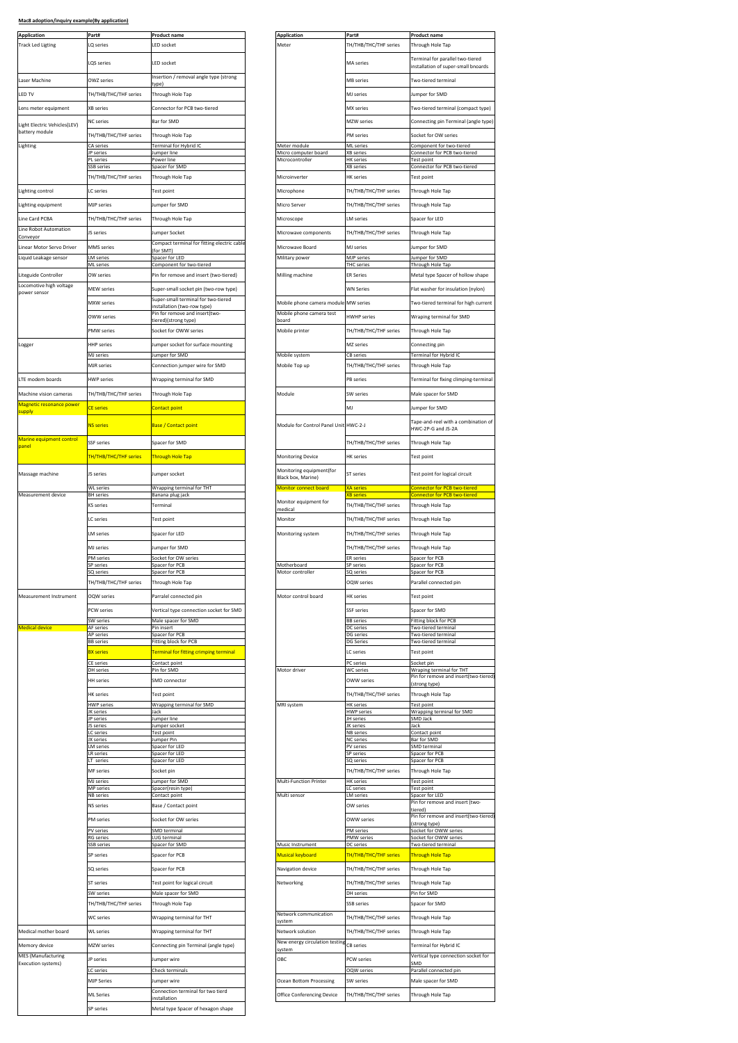**Mac8 adoption/inquiry example(By application)**

| Application | Part# | Product name |
|---|---|---|
| Track Led Ligting | LQ series | LED socket |
| | LQS series | LED socket |
| Laser Machine | OWZ series | Insertion / removal angle type (strong type) |
| LED TV | TH/THB/THC/THF series | Through Hole Tap |
| Lens meter equipment | XB series | Connector for PCB two-tiered |
| Light Electric Vehicles(LEV) battery module | NC series | Bar for SMD |
| | TH/THB/THC/THF series | Through Hole Tap |
| Lighting | CA series | Terminal for Hybrid IC |
| | JP series | Jumper line |
| | PL series | Power line |
| | SSB series | Spacer for SMD |
| | TH/THB/THC/THF series | Through Hole Tap |
| Lighting control | LC series | Test point |
| Lighting equipment | MJP series | Jumper for SMD |
| Line Card PCBA | TH/THB/THC/THF series | Through Hole Tap |
| Line Robot Automation Conveyor | JS series | Jumper Socket |
| Linear Motor Servo Driver | MMS series | Compact terminal for fitting electric cable (for SMT) |
| Liquid Leakage sensor | LM series | Spacer for LED |
| | ML series | Component for two-tiered |
| Liteguide Controller | OW series | Pin for remove and insert (two-tiered) |
| Locomotive high voltage power sensor | MEW series | Super-small socket pin (two-row type) |
| | MXW series | Super-small terminal for two-tiered installation (two-row type) |
| | OWW series | Pin for remove and insert(two-tiered)(strong type) |
| | PMW series | Socket for OWW series |
| Logger | HHP series | Jumper socket for surface mounting |
| | MJ series | Jumper for SMD |
| | MJR series | Connection jumper wire for SMD |
| LTE modem boards | HWP series | Wrapping terminal for SMD |
| Machine vision cameras | TH/THB/THC/THF series | Through Hole Tap |
| Magnetic resonance power supply | CE series | Contact point |
| | NS series | Base / Contact point |
| Marine equipment control panel | SSF series | Spacer for SMD |
| | TH/THB/THC/THF series | Through Hole Tap |
| Massage machine | JS series | Jumper socket |
| | WL series | Wrapping terminal for THT |
| Measurement device | BH series | Banana plug jack |
| | KS series | Terminal |
| | LC series | Test point |
| | LM series | Spacer for LED |
| | MJ series | Jumper for SMD |
| | PM series | Socket for OW series |
| | SP series | Spacer for PCB |
| | SQ series | Spacer for PCB |
| | TH/THB/THC/THF series | Through Hole Tap |
| Measurement Instrument | OQW series | Parralel connected pin |
| | PCW series | Vertical type connection socket for SMD |
| | SW series | Male spacer for SMD |
| Medical device | AF series | Pin insert |
| | AP series | Spacer for PCB |
| | BB series | Fitting block for PCB |
| | BX series | Terminal for fitting crimping terminal |
| | CE series | Contact point |
| | DH series | Pin for SMD |
| | HH series | SMD connector |
| | HK series | Test point |
| | HWP series | Wrapping terminal for SMD |
| | JK series | Jack |
| | JP series | Jumper line |
| | JS series | Jumper socket |
| | LC series | Test point |
| | JX series | Jumper Pin |
| | LM series | Spacer for LED |
| | LR series | Spacer for LED |
| | LT series | Spacer for LED |
| | MF series | Socket pin |
| | MJ series | Jumper for SMD |
| | MP series | Spacer(resin type) |
| | NB series | Contact point |
| | NS series | Base / Contact point |
| | PM series | Socket for OW series |
| | PV series | SMD terminal |
| | RG series | LUG terminal |
| | SSB series | Spacer for SMD |
| | SP series | Spacer for PCB |
| | SQ series | Spacer for PCB |
| | ST series | Test point for logical circuit |
| | SW series | Male spacer for SMD |
| | TH/THB/THC/THF series | Through Hole Tap |
| | WC series | Wrapping terminal for THT |
| Medical mother board | WL series | Wrapping terminal for THT |
| Memory device | MZW series | Connecting pin Terminal (angle type) |
| MES (Manufacturing Execution systems) | JP series | Jumper wire |
| | LC series | Check terminals |
| | MJP Series | Jumper wire |
| | ML Series | Connection terminal for two tierd installation |
| | SP series | Metal type Spacer of hexagon shape |

| Application | Part# | Product name |
|---|---|---|
| Meter | TH/THB/THC/THF series | Through Hole Tap |
| | MA series | Terminal for parallel two-tiered installation of super-small bnoards |
| | MB series | Two-tiered terminal |
| | MJ series | Jumper for SMD |
| | MX series | Two-tiered terminal (compact type) |
| | MZW series | Connecting pin Terminal (angle type) |
| | PM series | Socket for OW series |
| Meter module | ML series | Component for two-tiered |
| Micro computer board | XB series | Connector for PCB two-tiered |
| Microcontroller | HK series | Test point |
| | XB series | Connector for PCB two-tiered |
| Microinverter | HK series | Test point |
| Microphone | TH/THB/THC/THF series | Through Hole Tap |
| Micro Server | TH/THB/THC/THF series | Through Hole Tap |
| Microscope | LM series | Spacer for LED |
| Microwave components | TH/THB/THC/THF series | Through Hole Tap |
| Microwave Board | MJ series | Jumper for SMD |
| Military power | MJP series | Jumper for SMD |
| | THC series | Through Hole Tap |
| Milling machine | ER Series | Metal type Spacer of hollow shape |
| | WN Series | Flat washer for insulation (nylon) |
| Mobile phone camera module | MW series | Two-tiered terminal for high current |
| Mobile phone camera test board | HWHP series | Wraping terminal for SMD |
| Mobile printer | TH/THB/THC/THF series | Through Hole Tap |
| | MZ series | Connecting pin |
| Mobile system | CB series | Terminal for Hybrid IC |
| Mobile Top up | TH/THB/THC/THF series | Through Hole Tap |
| | PB series | Terminal for fixing climping-terminal |
| Module | SW series | Male spacer for SMD |
| | MJ | Jumper for SMD |
| Module for Control Panel Unit | HWC-2-J | Tape-and-reel with a combination of HWC-2P-G and JS-2A |
| | TH/THB/THC/THF series | Through Hole Tap |
| Monitoring Device | HK series | Test point |
| Monitoring equipment(for Black box, Marine) | ST series | Test point for logical circuit |
| Monitor connect board | XA series | Connector for PCB two-tiered |
| | XB series | Connector for PCB two-tiered |
| Monitor equipment for medical | TH/THB/THC/THF series | Through Hole Tap |
| Monitor | TH/THB/THC/THF series | Through Hole Tap |
| Monitoring system | TH/THB/THC/THF series | Through Hole Tap |
| | TH/THB/THC/THF series | Through Hole Tap |
| | ER series | Spacer for PCB |
| Motherboard | SP series | Spacer for PCB |
| Motor controller | SQ series | Spacer for PCB |
| | OQW series | Parallel connected pin |
| Motor control board | HK series | Test point |
| | SSF series | Spacer for SMD |
| | BB series | Fitting block for PCB |
| | DC series | Two-tiered terminal |
| | DG series | Two-tiered terminal |
| | DG Series | Two-tiered terminal |
| | LC series | Test point |
| | PC series | Socket pin |
| Motor driver | WC series | Wraping terminal for THT |
| | OWW series | Pin for remove and insert(two-tiered)(strong type) |
| | TH/THB/THC/THF series | Through Hole Tap |
| MRI system | HK series | Test point |
| | HWP series | Wrapping terminal for SMD |
| | JH series | SMD Jack |
| | JK series | Jack |
| | NB series | Contact point |
| | NC series | Bar for SMD |
| | PV series | SMD terminal |
| | SP series | Spacer for PCB |
| | SQ series | Spacer for PCB |
| | TH/THB/THC/THF series | Through Hole Tap |
| Multi-Function Printer | HK series | Test point |
| | LC series | Test point |
| Multi sensor | LM series | Spacer for LED |
| | OW series | Pin for remove and insert (two-tiered) |
| | OWW series | Pin for remove and insert(two-tiered)(strong type) |
| | PM series | Socket for OWW series |
| | PMW series | Socket for OWW series |
| Music Instrument | DC series | Two-tiered terminal |
| Musical keyboard | TH/THB/THC/THF series | Through Hole Tap |
| Navigation device | TH/THB/THC/THF series | Through Hole Tap |
| Networking | TH/THB/THC/THF series | Through Hole Tap |
| | DH series | Pin for SMD |
| | SSB series | Spacer for SMD |
| Network communication system | TH/THB/THC/THF series | Through Hole Tap |
| Network solution | TH/THB/THC/THF series | Through Hole Tap |
| New energy circulation testing system | CB series | Terminal for Hybrid IC |
| OBC | PCW series | Vertical type connection socket for SMD |
| | OQW series | Parallel connected pin |
| Ocean Bottom Processing | SW series | Male spacer for SMD |
| Office Conferencing Device | TH/THB/THC/THF series | Through Hole Tap |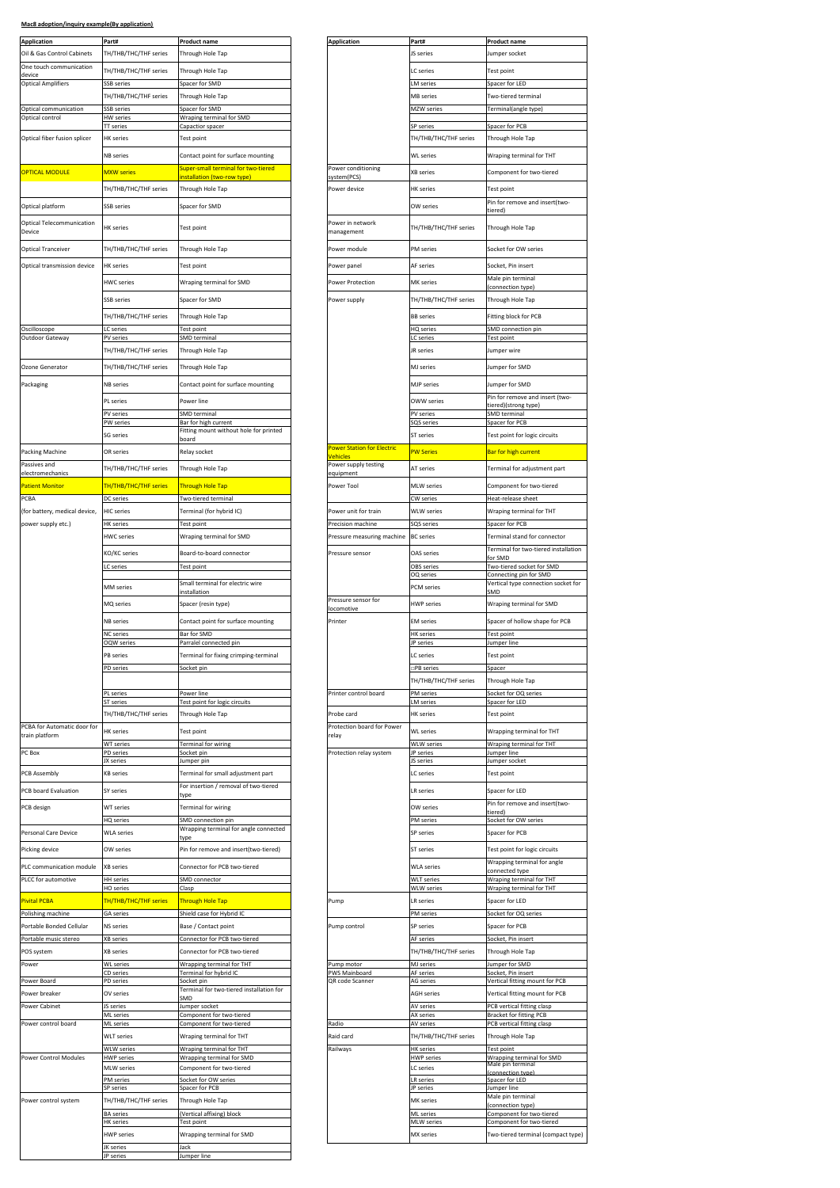**Mac8 adoption/inquiry example(By application)**

| Application | Part# | Product name |
|---|---|---|
| Oil & Gas Control Cabinets | TH/THB/THC/THF series | Through Hole Tap |
| One touch communication device | TH/THB/THC/THF series | Through Hole Tap |
| Optical Amplifiers | SSB series | Spacer for SMD |
| | TH/THB/THC/THF series | Through Hole Tap |
| Optical communication | SSB series | Spacer for SMD |
| Optical control | HW series | Wraping terminal for SMD |
| | TT series | Capactior spacer |
| Optical fiber fusion splicer | HK series | Test point |
| | NB series | Contact point for surface mounting |
| OPTICAL MODULE | MXW series | Super-small terminal for two-tiered installation (two-row type) |
| | TH/THB/THC/THF series | Through Hole Tap |
| Optical platform | SSB series | Spacer for SMD |
| Optical Telecommunication Device | HK series | Test point |
| Optical Tranceiver | TH/THB/THC/THF series | Through Hole Tap |
| Optical transmission device | HK series | Test point |
| | HWC series | Wraping terminal for SMD |
| | SSB series | Spacer for SMD |
| | TH/THB/THC/THF series | Through Hole Tap |
| Oscilloscope | LC series | Test point |
| Outdoor Gateway | PV series | SMD terminal |
| | TH/THB/THC/THF series | Through Hole Tap |
| Ozone Generator | TH/THB/THC/THF series | Through Hole Tap |
| Packaging | NB series | Contact point for surface mounting |
| | PL series | Power line |
| | PV series | SMD terminal |
| | PW series | Bar for high current |
| | SG series | Fitting mount without hole for printed board |
| Packing Machine | OR series | Relay socket |
| Passives and electromechanics | TH/THB/THC/THF series | Through Hole Tap |
| Patient Monitor | TH/THB/THC/THF series | Through Hole Tap |
| PCBA | DC series | Two-tiered terminal |
| (for battery, medical device, | HIC series | Terminal (for hybrid IC) |
| power supply etc.) | HK series | Test point |
| | HWC series | Wraping terminal for SMD |
| | KO/KC series | Board-to-board connector |
| | LC series | Test point |
| | MM series | Small terminal for electric wire installation |
| | MQ series | Spacer (resin type) |
| | NB series | Contact point for surface mounting |
| | NC series | Bar for SMD |
| | OQW series | Parralel connected pin |
| | PB series | Terminal for fixing crimping-terminal |
| | PD series | Socket pin |
| | | |
| | PL series | Power line |
| | ST series | Test point for logic circuits |
| | TH/THB/THC/THF series | Through Hole Tap |
| PCBA for Automatic door for train platform | HK series | Test point |
| | WT series | Terminal for wiring |
| PC Box | PD series | Socket pin |
| | JX series | Jumper pin |
| PCB Assembly | KB series | Terminal for small adjustment part |
| PCB board Evaluation | SY series | For insertion / removal of two-tiered type |
| PCB design | WT series | Terminal for wiring |
| | HQ series | SMD connection pin |
| Personal Care Device | WLA series | Wrapping terminal for angle connected type |
| Picking device | OW series | Pin for remove and insert(two-tiered) |
| PLC communication module | XB series | Connector for PCB two-tiered |
| PLCC for automotive | HH series | SMD connector |
| | HO series | Clasp |
| Pivital PCBA | TH/THB/THC/THF series | Through Hole Tap |
| Polishing machine | GA series | Shield case for Hybrid IC |
| Portable Bonded Cellular | NS series | Base / Contact point |
| Portable music stereo | XB series | Connector for PCB two-tiered |
| POS system | XB series | Connector for PCB two-tiered |
| Power | WL series | Wrapping terminal for THT |
| | CD series | Terminal for hybrid IC |
| Power Board | PD series | Socket pin |
| Power breaker | OV series | Terminal for two-tiered installation for SMD |
| Power Cabinet | JS series | Jumper socket |
| | ML series | Component for two-tiered |
| Power control board | ML series | Component for two-tiered |
| | WLT series | Wraping terminal for THT |
| | WLW series | Wraping terminal for THT |
| Power Control Modules | HWP series | Wrapping terminal for SMD |
| | MLW series | Component for two-tiered |
| | PM series | Socket for OW series |
| | SP series | Spacer for PCB |
| Power control system | TH/THB/THC/THF series | Through Hole Tap |
| | BA series | (Vertical affixing) block |
| | HK series | Test point |
| | HWP series | Wrapping terminal for SMD |
| | JK series | Jack |
| | JP series | Jumper line |
| | JS series | Jumper socket |
| | LC series | Test point |
| | LM series | Spacer for LED |
| | MB series | Two-tiered terminal |
| | MZW series | Terminal(angle type) |
| | | |
| | SP series | Spacer for PCB |
| | TH/THB/THC/THF series | Through Hole Tap |
| | WL series | Wraping terminal for THT |
| Power conditioning system(PCS) | XB series | Component for two-tiered |
| Power device | HK series | Test point |
| | OW series | Pin for remove and insert(two-tiered) |
| Power in network management | TH/THB/THC/THF series | Through Hole Tap |
| Power module | PM series | Socket for OW series |
| Power panel | AF series | Socket, Pin insert |
| Power Protection | MK series | Male pin terminal (connection type) |
| Power supply | TH/THB/THC/THF series | Through Hole Tap |
| | BB series | Fitting block for PCB |
| | HQ series | SMD connection pin |
| | LC series | Test point |
| | JR series | Jumper wire |
| | MJ series | Jumper for SMD |
| | MJP series | Jumper for SMD |
| | OWW series | Pin for remove and insert (two-tiered)(strong type) |
| | PV series | SMD terminal |
| | SQS series | Spacer for PCB |
| | ST series | Test point for logic circuits |
| Power Station for Electric Vehicles | PW Series | Bar for high current |
| Power supply testing equipment | AT series | Terminal for adjustment part |
| Power Tool | MLW series | Component for two-tiered |
| | CW series | Heat-release sheet |
| Power unit for train | WLW series | Wraping terminal for THT |
| Precision machine | SQS series | Spacer for PCB |
| Pressure measuring machine | BC series | Terminal stand for connector |
| Pressure sensor | OAS series | Terminal for two-tiered installation for SMD |
| | OBS series | Two-tiered socket for SMD |
| | OQ series | Connecting pin for SMD |
| | PCM series | Vertical type connection socket for SMD |
| Pressure sensor for locomotive | HWP series | Wraping terminal for SMD |
| Printer | EM series | Spacer of hollow shape for PCB |
| | HK series | Test point |
| | JP series | Jumper line |
| | LC series | Test point |
| | □PB series | Spacer |
| | TH/THB/THC/THF series | Through Hole Tap |
| Printer control board | PM series | Socket for OQ series |
| | LM series | Spacer for LED |
| Probe card | HK series | Test point |
| Protection board for Power relay | WL series | Wrapping terminal for THT |
| | WLW series | Wrapping terminal for THT |
| Protection relay system | JP series | Jumper line |
| | JS series | Jumper socket |
| | LC series | Test point |
| | LR series | Spacer for LED |
| | OW series | Pin for remove and insert(two-tiered) |
| | PM series | Socket for OW series |
| | SP series | Spacer for PCB |
| | ST series | Test point for logic circuits |
| | WLA series | Wrapping terminal for angle connected type |
| | WLT series | Wrapping terminal for THT |
| | WLW series | Wraping terminal for THT |
| Pump | LR series | Spacer for LED |
| | PM series | Socket for OQ series |
| Pump control | SP series | Spacer for PCB |
| | AF series | Socket, Pin insert |
| | TH/THB/THC/THF series | Through Hole Tap |
| Pump motor | MJ series | Jumper for SMD |
| PWS Mainboard | AF series | Socket, Pin insert |
| QR code Scanner | AG series | Vertical fitting mount for PCB |
| | AGH series | Vertical fitting mount for PCB |
| | AV series | PCB vertical fitting clasp |
| | AX series | Bracket for fitting PCB |
| Radio | AV series | PCB vertical fitting clasp |
| Raid card | TH/THB/THC/THF series | Through Hole Tap |
| Railways | HK series | Test point |
| | HWP series | Wrapping terminal for SMD |
| | LC series | Male pin terminal (connection type) |
| | LR series | Spacer for LED |
| | JP series | Jumper line |
| | MK series | Male pin terminal (connection type) |
| | ML series | Component for two-tiered |
| | MLW series | Component for two-tiered |
| | MX series | Two-tiered terminal (compact type) |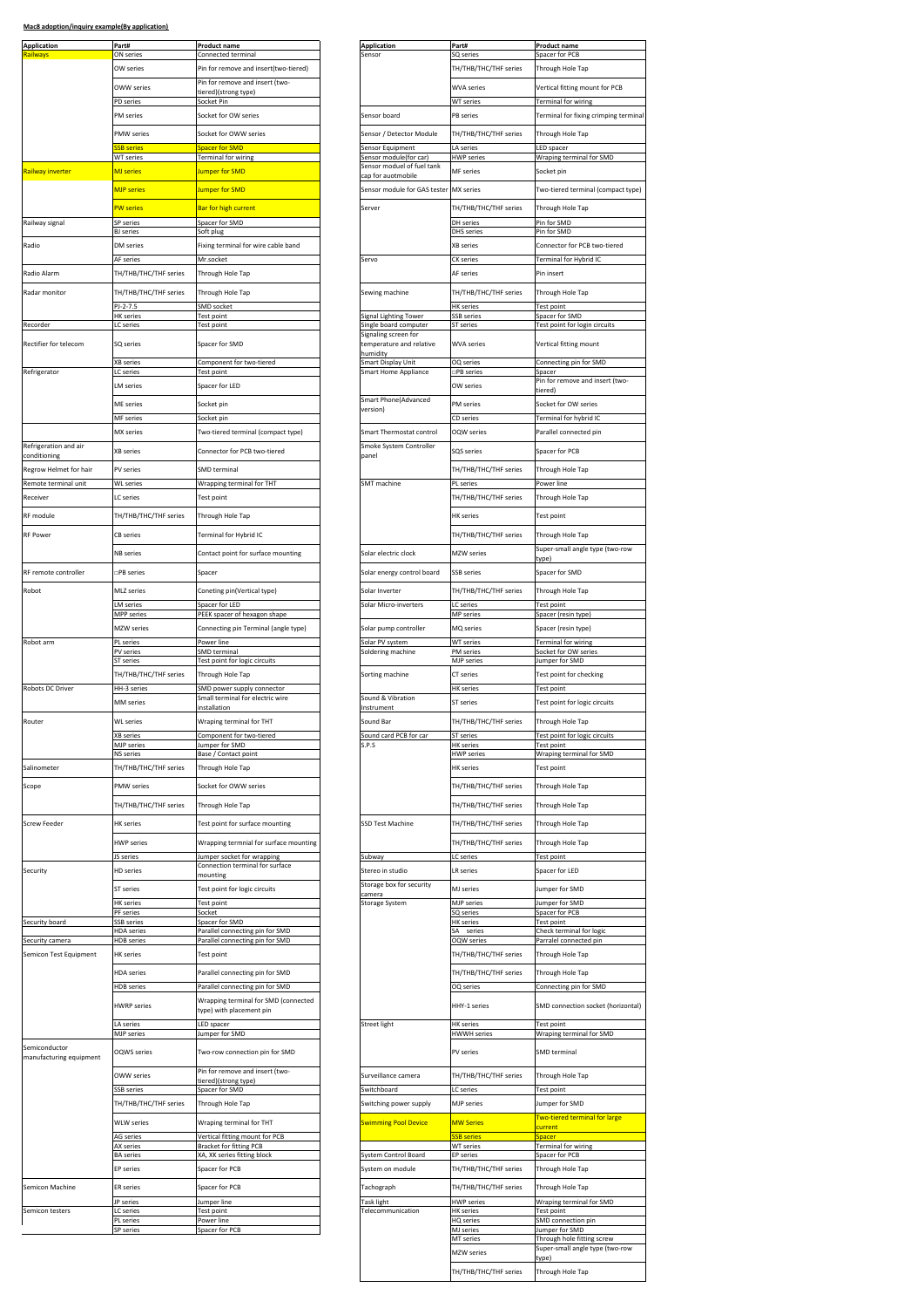**Mac8 adoption/inquiry example(By application)**

| Application | Part# | Product name |
|---|---|---|
| Railways | ON series | Connected terminal |
| | OW series | Pin for remove and insert(two-tiered) |
| | OWW series | Pin for remove and insert (two-tiered)(strong type) |
| | PD series | Socket Pin |
| | PM series | Socket for OW series |
| | PMW series | Socket for OWW series |
| | SSB series | Spacer for SMD |
| | WT series | Terminal for wiring |
| Railway inverter | MJ series | Jumper for SMD |
| | MJP series | Jumper for SMD |
| | PW series | Bar for high current |
| Railway signal | SP series | Spacer for SMD |
| | BJ series | Soft plug |
| Radio | DM series | Fixing terminal for wire cable band |
| | AF series | Mr.socket |
| Radio Alarm | TH/THB/THC/THF series | Through Hole Tap |
| Radar monitor | TH/THB/THC/THF series | Through Hole Tap |
| | PJ-2-7.5 | SMD socket |
| | HK series | Test point |
| Recorder | LC series | Test point |
| Rectifier for telecom | SQ series | Spacer for SMD |
| | XB series | Component for two-tiered |
| Refrigerator | LC series | Test point |
| | LM series | Spacer for LED |
| | ME series | Socket pin |
| | MF series | Socket pin |
| | MX series | Two-tiered terminal (compact type) |
| Refrigeration and air conditioning | XB series | Connector for PCB two-tiered |
| Regrow Helmet for hair | PV series | SMD terminal |
| Remote terminal unit | WL series | Wrapping terminal for THT |
| Receiver | LC series | Test point |
| RF module | TH/THB/THC/THF series | Through Hole Tap |
| RF Power | CB series | Terminal for Hybrid IC |
| | NB series | Contact point for surface mounting |
| RF remote controller | □PB series | Spacer |
| Robot | MLZ series | Coneting pin(Vertical type) |
| | LM series | Spacer for LED |
| | MPP series | PEEK spacer of hexagon shape |
| | MZW series | Connecting pin Terminal (angle type) |
| Robot arm | PL series | Power line |
| | PV series | SMD terminal |
| | ST series | Test point for logic circuits |
| | TH/THB/THC/THF series | Through Hole Tap |
| Robots DC Driver | HH-3 series | SMD power supply connector |
| | MM series | Small terminal for electric wire installation |
| Router | WL series | Wraping terminal for THT |
| | XB series | Component for two-tiered |
| | MJP series | Jumper for SMD |
| | NS series | Base / Contact point |
| Salinometer | TH/THB/THC/THF series | Through Hole Tap |
| Scope | PMW series | Socket for OWW series |
| | TH/THB/THC/THF series | Through Hole Tap |
| Screw Feeder | HK series | Test point for surface mounting |
| | HWP series | Wrapping termnial for surface mounting |
| | JS series | Jumper socket for wrapping |
| Security | HD series | Connection terminal for surface mounting |
| | ST series | Test point for logic circuits |
| | HK series | Test point |
| | PF series | Socket |
| Security board | SSB series | Spacer for SMD |
| | HDA series | Parallel connecting pin for SMD |
| Security camera | HDB series | Parallel connecting pin for SMD |
| Semicon Test Equipment | HK series | Test point |
| | HDA series | Parallel connecting pin for SMD |
| | HDB series | Parallel connecting pin for SMD |
| | HWRP series | Wrapping terminal for SMD (connected type) with placement pin |
| | LA series | LED spacer |
| | MJP series | Jumper for SMD |
| Semiconductor manufacturing equipment | OQWS series | Two-row connection pin for SMD |
| | OWW series | Pin for remove and insert (two-tiered)(strong type) |
| | SSB series | Spacer for SMD |
| | TH/THB/THC/THF series | Through Hole Tap |
| | WLW series | Wrapping terminal for THT |
| | AG series | Vertical fitting mount for PCB |
| | AX series | Bracket for fitting PCB |
| | BA series | XA, XK series fitting block |
| | EP series | Spacer for PCB |
| Semicon Machine | ER series | Spacer for PCB |
| | JP series | Jumper line |
| Semicon testers | LC series | Test point |
| | PL series | Power line |
| | SP series | Spacer for PCB |

| Application | Part# | Product name |
|---|---|---|
| Sensor | SQ series | Spacer for PCB |
| | TH/THB/THC/THF series | Through Hole Tap |
| | WVA series | Vertical fitting mount for PCB |
| | WT series | Terminal for wiring |
| Sensor board | PB series | Terminal for fixing crimping terminal |
| Sensor / Detector Module | TH/THB/THC/THF series | Through Hole Tap |
| Sensor Equipment | LA series | LED spacer |
| Sensor module(for car) | HWP series | Wraping terminal for SMD |
| Sensor moduel of fuel tank cap for auotmobile | MF series | Socket pin |
| Sensor module for GAS tester | MX series | Two-tiered terminal (compact type) |
| Server | TH/THB/THC/THF series | Through Hole Tap |
| | DH series | Pin for SMD |
| | DHS series | Pin for SMD |
| | XB series | Connector for PCB two-tiered |
| Servo | CK series | Terminal for Hybrid IC |
| | AF series | Pin insert |
| Sewing machine | TH/THB/THC/THF series | Through Hole Tap |
| | HK series | Test point |
| Signal Lighting Tower | SSB series | Spacer for SMD |
| Single board computer | ST series | Test point for login circuits |
| Signaling screen for temperature and relative humidity | WVA series | Vertical fitting mount |
| Smart Display Unit | OQ series | Connecting pin for SMD |
| Smart Home Appliance | □PB series | Spacer |
| | OW series | Pin for remove and insert (two-tiered) |
| Smart Phone(Advanced version) | PM series | Socket for OW series |
| | CD series | Terminal for hybrid IC |
| Smart Thermostat control | OQW series | Parallel connected pin |
| Smoke System Controller panel | SQS series | Spacer for PCB |
| | TH/THB/THC/THF series | Through Hole Tap |
| SMT machine | PL series | Power line |
| | TH/THB/THC/THF series | Through Hole Tap |
| | HK series | Test point |
| | TH/THB/THC/THF series | Through Hole Tap |
| Solar electric clock | MZW series | Super-small angle type (two-row type) |
| Solar energy control board | SSB series | Spacer for SMD |
| Solar Inverter | TH/THB/THC/THF series | Through Hole Tap |
| Solar Micro-inverters | LC series | Test point |
| | MP series | Spacer (resin type) |
| Solar pump controller | MQ series | Spacer (resin type) |
| Solar PV system | WT series | Terminal for wiring |
| Soldering machine | PM series | Socket for OW series |
| | MJP series | Jumper for SMD |
| Sorting machine | CT series | Test point for checking |
| | HK series | Test point |
| Sound & Vibration Instrument | ST series | Test point for logic circuits |
| Sound Bar | TH/THB/THC/THF series | Through Hole Tap |
| Sound card PCB for car | ST series | Test point for logic circuits |
| S.P.S | HK series | Test point |
| | HWP series | Wrapping terminal for SMD |
| | HK series | Test point |
| | TH/THB/THC/THF series | Through Hole Tap |
| | TH/THB/THC/THF series | Through Hole Tap |
| SSD Test Machine | TH/THB/THC/THF series | Through Hole Tap |
| | TH/THB/THC/THF series | Through Hole Tap |
| Subway | LC series | Test point |
| Stereo in studio | LR series | Spacer for LED |
| Storage box for security camera | MJ series | Jumper for SMD |
| Storage System | MJP series | Jumper for SMD |
| | SQ series | Spacer for PCB |
| | HK series | Test point |
| | SA series | Check terminal for logic |
| | OQW series | Parralel connected pin |
| | TH/THB/THC/THF series | Through Hole Tap |
| | TH/THB/THC/THF series | Through Hole Tap |
| | OQ series | Connecting pin for SMD |
| | HHY-1 series | SMD connection socket (horizontal) |
| Street light | HK series | Test point |
| | HWWH series | Wraping terminal for SMD |
| | PV series | SMD terminal |
| Surveillance camera | TH/THB/THC/THF series | Through Hole Tap |
| Switchboard | LC series | Test point |
| Switching power supply | MJP series | Jumper for SMD |
| Swimming Pool Device | MW Series | Two-tiered terminal for large current |
| | SSB series | Spacer |
| | WT series | Terminal for wiring |
| System Control Board | EP series | Spacer for PCB |
| System on module | TH/THB/THC/THF series | Through Hole Tap |
| Tachograph | TH/THB/THC/THF series | Through Hole Tap |
| Task light | HWP series | Wraping terminal for SMD |
| Telecommunication | HK series | Test point |
| | HQ series | SMD connection pin |
| | MJ series | Jumper for SMD |
| | MT series | Through hole fitting screw |
| | MZW series | Super-small angle type (two-row type) |
| | TH/THB/THC/THF series | Through Hole Tap |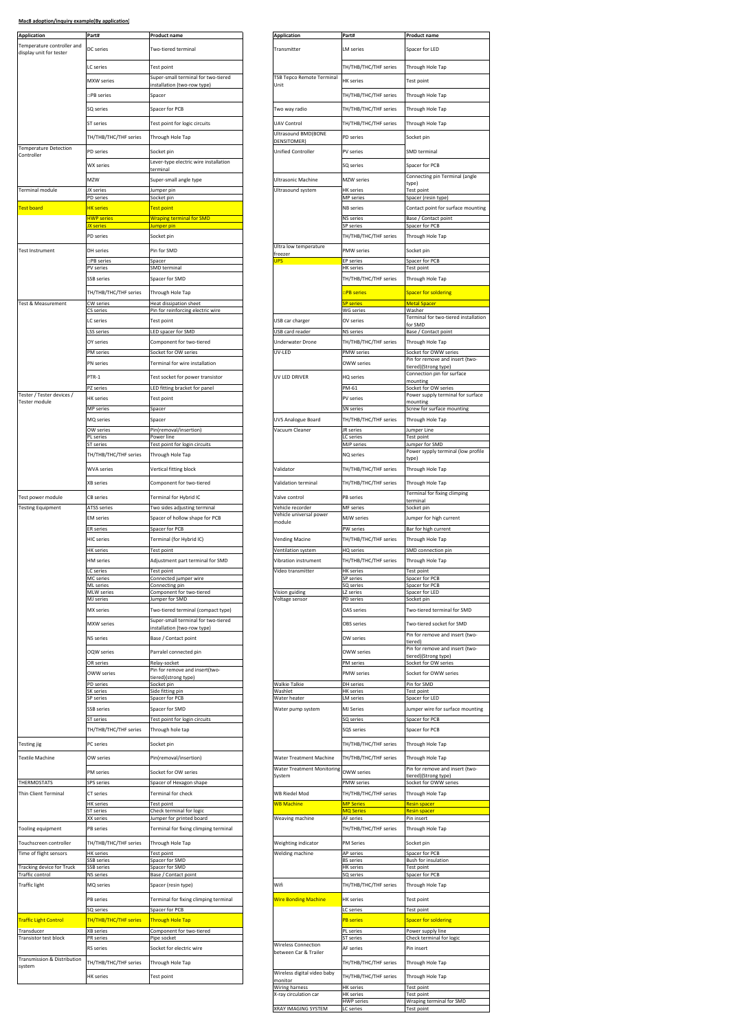**Mac8 adoption/inquiry example(By application)**

| Application | Part# | Product name |
|---|---|---|
| Temperature controller and display unit for tester | DC series | Two-tiered terminal |
| | LC series | Test point |
| | MXW series | Super-small terminal for two-tiered installation (two-row type) |
| | □PB series | Spacer |
| | SQ series | Spacer for PCB |
| | ST series | Test point for logic circuits |
| | TH/THB/THC/THF series | Through Hole Tap |
| Temperature Detection Controller | PD series | Socket pin |
| | WX series | Lever-type electric wire installation terminal |
| | MZW | Super-small angle type |
| Terminal module | JX series | Jumper pin |
| | PD series | Socket pin |
| Test board | HK series | Test point |
| | HWP series | Wraping terminal for SMD |
| | JX series | Jumper pin |
| | PD series | Socket pin |
| Test Instrument | DH series | Pin for SMD |
| | □PB series | Spacer |
| | PV series | SMD terminal |
| | SSB series | Spacer for SMD |
| | TH/THB/THC/THF series | Through Hole Tap |
| Test & Measurement | CW series | Heat dissipation sheet |
| | CS series | Pin for reinforcing electric wire |
| | LC series | Test point |
| | LSS series | LED spacer for SMD |
| | OY series | Component for two-tiered |
| | PM series | Socket for OW series |
| | PN series | Terminal for wire installation |
| | PTR-1 | Test socket for power transistor |
| | PZ series | LED fitting bracket for panel |
| Tester / Tester devices / Tester module | HK series | Test point |
| | MP series | Spacer |
| | MQ series | Spacer |
| | OW series | Pin(removal/insertion) |
| | PL series | Power line |
| | ST series | Test point for login circuits |
| | TH/THB/THC/THF series | Through Hole Tap |
| | WVA series | Vertical fitting block |
| | XB series | Component for two-tiered |
| Test power module | CB series | Terminal for Hybrid IC |
| Testing Equipment | ATSS series | Two sides adjusting terminal |
| | EM series | Spacer of hollow shape for PCB |
| | ER series | Spacer for PCB |
| | HIC series | Terminal (for Hybrid IC) |
| | HK series | Test point |
| | HM series | Adjustment part terminal for SMD |
| | LC series | Test point |
| | MC series | Connected jumper wire |
| | ML series | Connecting pin |
| | MLW series | Component for two-tiered |
| | MJ series | Jumper for SMD |
| | MX series | Two-tiered terminal (compact type) |
| | MXW series | Super-small terminal for two-tiered installation (two-row type) |
| | NS series | Base / Contact point |
| | OQW series | Parralel connected pin |
| | OR series | Relay-socket |
| | OWW series | Pin for remove and insert(two-tiered)(strong type) |
| | PD series | Socket pin |
| | SK series | Side fitting pin |
| | SP series | Spacer for PCB |
| | SSB series | Spacer for SMD |
| | ST series | Test point for login circuits |
| | TH/THB/THC/THF series | Through hole tap |
| Testing jig | PC series | Socket pin |
| Textile Machine | OW series | Pin(removal/insertion) |
| | PM series | Socket for OW series |
| THERMOSTATS | SPS series | Spacer of Hexagon shape |
| Thin Client Terminal | CT series | Terminal for check |
| | HK series | Test point |
| | ST series | Check terminal for logic |
| | XX series | Jumper for printed board |
| Tooling equipment | PB series | Terminal for fixing climping terminal |
| Touchscreen controller | TH/THB/THC/THF series | Through Hole Tap |
| Time of flight sensors | HK series | Test point |
| | SSB series | Spacer for SMD |
| Tracking device for Truck | SSB series | Spacer for SMD |
| Traffic control | NS series | Base / Contact point |
| Traffic light | MQ series | Spacer (resin type) |
| | PB series | Terminal for fixing climping terminal |
| | SQ series | Spacer for PCB |
| Traffic Light Control | TH/THB/THC/THF series | Through Hole Tap |
| Transducer | XB series | Component for two-tiered |
| Transistor test block | PR series | Pipe socket |
| | RS series | Socket for electric wire |
| Transmission & Distribution system | TH/THB/THC/THF series | Through Hole Tap |
| | HK series | Test point |

| Application | Part# | Product name |
|---|---|---|
| Transmitter | LM series | Spacer for LED |
| | TH/THB/THC/THF series | Through Hole Tap |
| TSB Tepco Remote Terminal Unit | HK series | Test point |
| | TH/THB/THC/THF series | Through Hole Tap |
| Two way radio | TH/THB/THC/THF series | Through Hole Tap |
| UAV Control | TH/THB/THC/THF series | Through Hole Tap |
| Ultrasound BMD(BONE DENSITOMER) | PD series | Socket pin |
| Unified Controller | PV series | SMD terminal |
| | SQ series | Spacer for PCB |
| Ultrasonic Machine | MZW series | Connecting pin Terminal (angle type) |
| Ultrasound system | HK series | Test point |
| | MP series | Spacer (resin type) |
| | NB series | Contact point for surface mounting |
| | NS series | Base / Contact point |
| | SP series | Spacer for PCB |
| | TH/THB/THC/THF series | Through Hole Tap |
| Ultra low temperature freezer | PMW series | Socket pin |
| UPS | EP series | Spacer for PCB |
| | HK series | Test point |
| | TH/THB/THC/THF series | Through Hole Tap |
| | □PB series | Spacer for soldering |
| | SP series | Metal Spacer |
| | WG series | Washer |
| USB car charger | OV series | Terminal for two-tiered installation for SMD |
| USB card reader | NS series | Base / Contact point |
| Underwater Drone | TH/THB/THC/THF series | Through Hole Tap |
| UV-LED | PMW series | Socket for OWW series |
| | OWW series | Pin for remove and insert (two-tiered)(Strong type) |
| UV LED DRIVER | HQ series | Connection pin for surface mounting |
| | PM-61 | Socket for OW series |
| | PV series | Power supply terminal for surface mounting |
| | SN series | Screw for surface mounting |
| UVS Analogue Board | TH/THB/THC/THF series | Through Hole Tap |
| Vacuum Cleaner | JR series | Jumper Line |
| | LC series | Test point |
| | MJP series | Jumper for SMD |
| | NQ series | Power sypply terminal (low profile type) |
| Validator | TH/THB/THC/THF series | Through Hole Tap |
| Validation terminal | TH/THB/THC/THF series | Through Hole Tap |
| Valve control | PB series | Terminal for fixing climping terminal |
| Vehicle recorder | MF series | Socket pin |
| Vehicle universal power module | MJW series | Jumper for high current |
| | PW series | Bar for high current |
| Vending Macine | TH/THB/THC/THF series | Through Hole Tap |
| Ventilation system | HQ series | SMD connection pin |
| Vibration instrument | TH/THB/THC/THF series | Through Hole Tap |
| Video transmitter | HK series | Test point |
| | SP series | Spacer for PCB |
| | SQ series | Spacer for PCB |
| Vision guiding | LZ series | Spacer for LED |
| Voltage sensor | PD series | Socket pin |
| | OAS series | Two-tiered terminal for SMD |
| | OBS series | Two-tiered socket for SMD |
| | OW series | Pin for remove and insert (two-tiered) |
| | OWW series | Pin for remove and insert (two-tiered)(Strong type) |
| | PM series | Socket for OW series |
| | PMW series | Socket for OWW series |
| Walkie Talkie | DH series | Pin for SMD |
| Washlet | HK series | Test point |
| Water heater | LM series | Spacer for LED |
| Water pump system | MJ Series | Jumper wire for surface mounting |
| | SQ series | Spacer for PCB |
| | SQS series | Spacer for PCB |
| | TH/THB/THC/THF series | Through Hole Tap |
| Water Treatment Machine | TH/THB/THC/THF series | Through Hole Tap |
| Water Treatment Monitoring System | OWW series | Pin for remove and insert (two-tiered)(Strong type) |
| | PMW series | Socket for OWW series |
| WB Riedel Mod | TH/THB/THC/THF series | Through Hole Tap |
| WB Machine | MP Series | Resin spacer |
| | MQ Series | Resin spacer |
| Weaving machine | AF series | Pin insert |
| | TH/THB/THC/THF series | Through Hole Tap |
| Weighting indicator | PM Series | Socket pin |
| Welding machine | AP series | Spacer for PCB |
| | BS series | Bush for insulation |
| | HK series | Test point |
| | SQ series | Spacer for PCB |
| Wifi | TH/THB/THC/THF series | Through Hole Tap |
| Wire Bonding Machine | HK series | Test point |
| | LC series | Test point |
| | PB series | Spacer for soldering |
| | PL series | Power supply line |
| | ST series | Check terminal for logic |
| Wireless Connection between Car & Trailer | AF series | Pin insert |
| | TH/THB/THC/THF series | Through Hole Tap |
| Wireless digital video baby monitor | TH/THB/THC/THF series | Through Hole Tap |
| Wiring harness | HK series | Test point |
| X-ray circulation car | HK series | Test point |
| | HWP series | Wraping terminal for SMD |
| XRAY IMAGING SYSTEM | LC series | Test point |